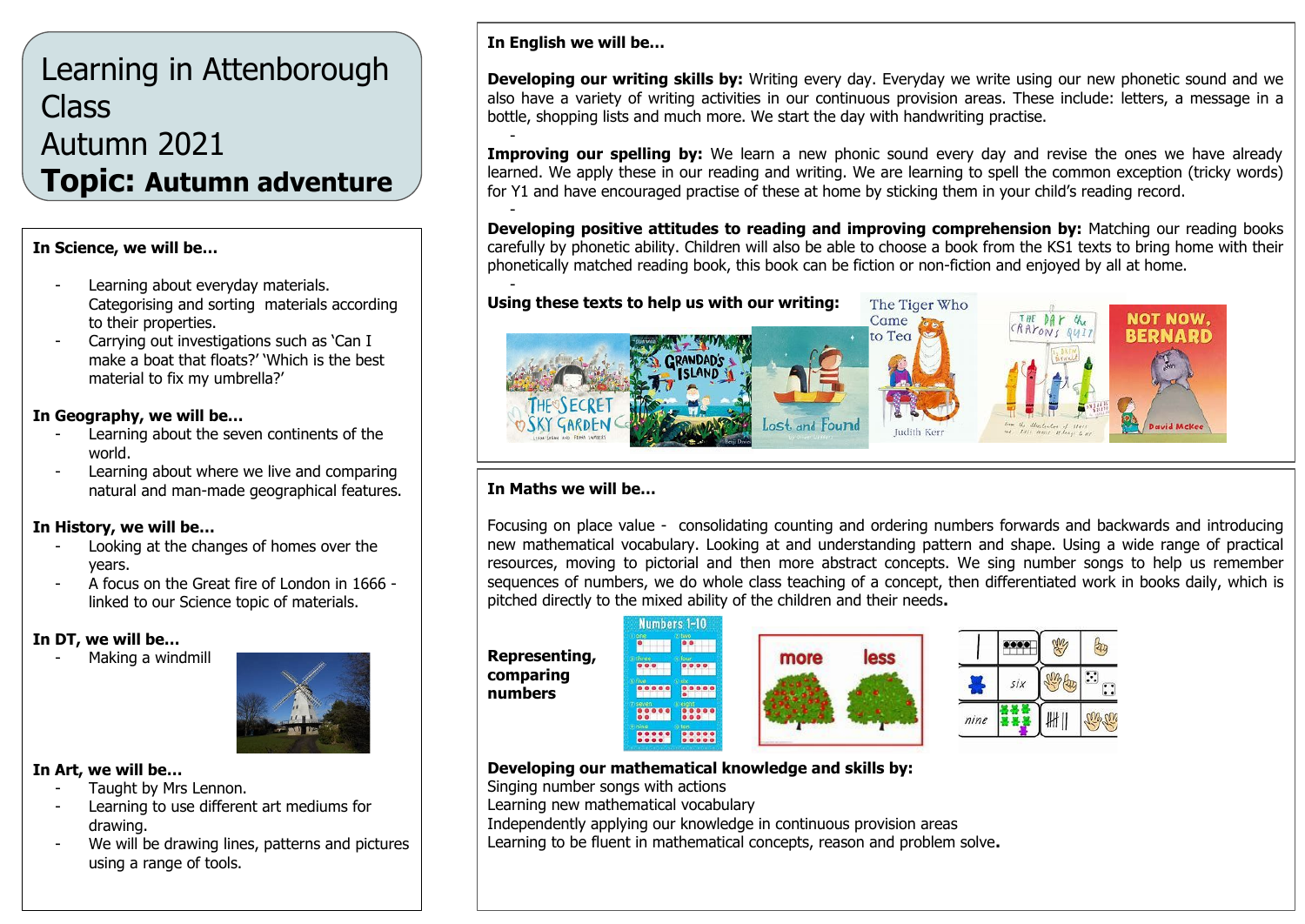# Learning in Attenborough Class

# Autumn 2021

# **Topic:** Autumn adventure

**In Science, we will be…**

- Learning about everyday materials. Categorising and sorting materials according to their properties.
- Carrying out investigations such as 'Can I make a boat that floats?' 'Which is the best material to fix my umbrella?'

**In Geography, we will be…**

- Learning about the seven continents of the world.
- Learning about where we live and comparing natural and man-made geographical features.

**In History, we will be…**

- Looking at the changes of homes over the years.
- A focus on the Great fire of London in 1666 - linked to our Science topic of materials.

**In DT, we will be…**

- Making a windmill

**In Art, we will be…**

- Taught by Mrs Lennon.
- Learning to use different art mediums for drawing.
- We will be drawing lines, patterns and pictures using a range of tools.

**In English we will be…**

**Developing our writing skills by:** Writing every day. Everyday we write using our new phonetic sound and we also have a variety of writing activities in our continuous provision areas. These include: letters, a message in a bottle, shopping lists and much more. We start the day with handwriting practise.

**Improving our spelling by:** We learn a new phonic sound every day and revise the ones we have already learned. We apply these in our reading and writing. We are learning to spell the common exception (tricky words) for Y1 and have encouraged practise of these at home by sticking them in your child's reading record.

**Developing positive attitudes to reading and improving comprehension by:** Matching our reading books carefully by phonetic ability. Children will also be able to choose a book from the KS1 texts to bring home with their phonetically matched reading book, this book can be fiction or non-fiction and enjoyed by all at home.

**Using these texts to help us with our writing:**

**In Maths we will be…**

Focusing on place value - consolidating counting and ordering numbers forwards and backwards and introducing new mathematical vocabulary. Looking at and understanding pattern and shape. Using a wide range of practical resources, moving to pictorial and then more abstract concepts. We sing number songs to help us remember sequences of numbers, we do whole class teaching of a concept, then differentiated work in books daily, which is pitched directly to the mixed ability of the children and their needs.

**Representing, comparing numbers**

**Developing our mathematical knowledge and skills by:**

Singing number songs with actions
Learning new mathematical vocabulary
Independently applying our knowledge in continuous provision areas
Learning to be fluent in mathematical concepts, reason and problem solve.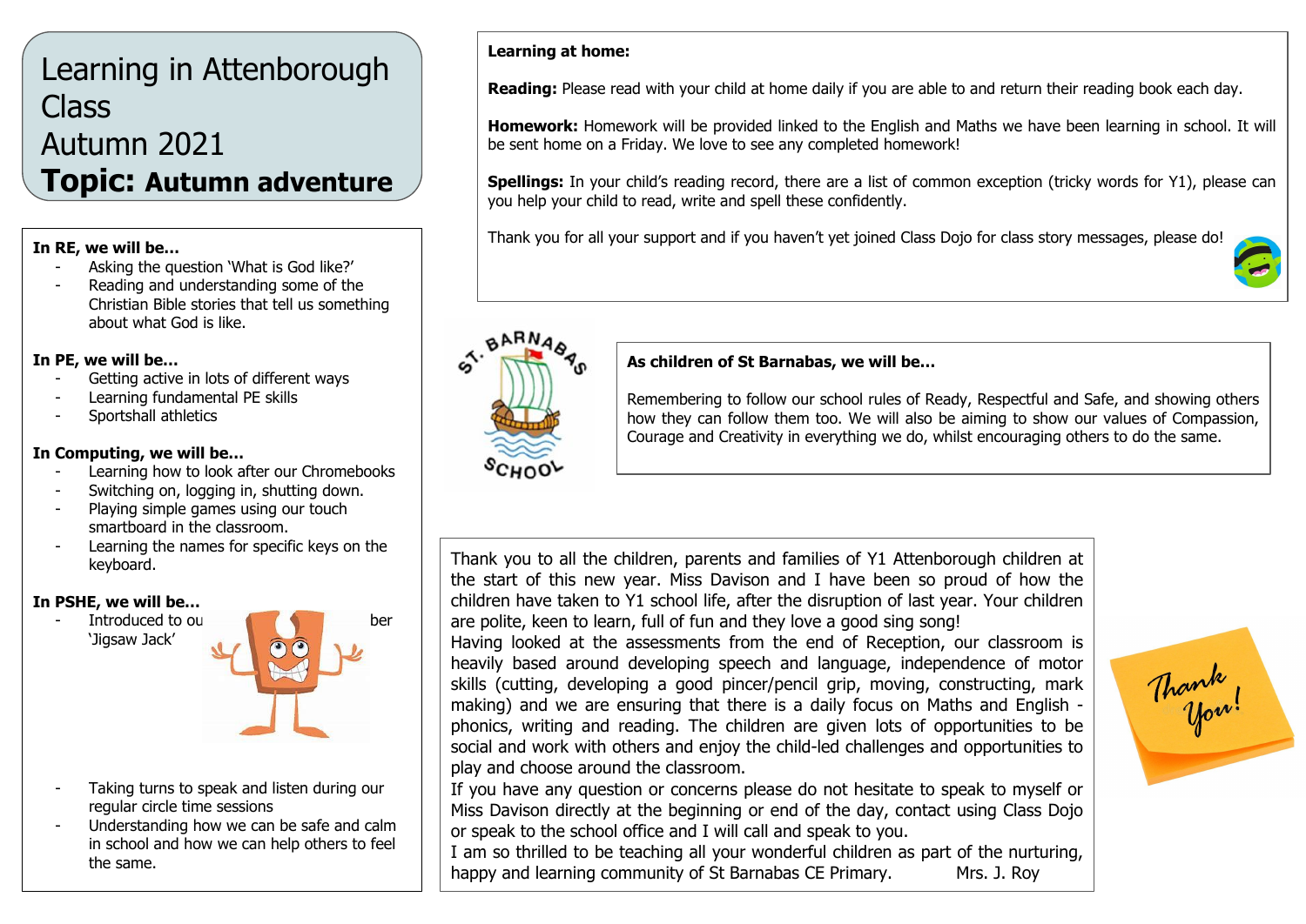# Learning in Attenborough Class
# Autumn 2021
# Topic: Autumn adventure

**In RE, we will be…**

- Asking the question 'What is God like?'
- Reading and understanding some of the Christian Bible stories that tell us something about what God is like.

**In PE, we will be…**

- Getting active in lots of different ways
- Learning fundamental PE skills
- Sportshall athletics

**In Computing, we will be…**

- Learning how to look after our Chromebooks
- Switching on, logging in, shutting down.
- Playing simple games using our touch smartboard in the classroom.
- Learning the names for specific keys on the keyboard.

**In PSHE, we will be…**

- Introduced to ou ber 'Jigsaw Jack'
- Taking turns to speak and listen during our regular circle time sessions
- Understanding how we can be safe and calm in school and how we can help others to feel the same.

**Learning at home:**

**Reading:** Please read with your child at home daily if you are able to and return their reading book each day.

**Homework:** Homework will be provided linked to the English and Maths we have been learning in school. It will be sent home on a Friday. We love to see any completed homework!

**Spellings:** In your child's reading record, there are a list of common exception (tricky words for Y1), please can you help your child to read, write and spell these confidently.

Thank you for all your support and if you haven't yet joined Class Dojo for class story messages, please do!

ST. BARNABAS SCHOOL

**As children of St Barnabas, we will be…**

Remembering to follow our school rules of Ready, Respectful and Safe, and showing others how they can follow them too. We will also be aiming to show our values of Compassion, Courage and Creativity in everything we do, whilst encouraging others to do the same.

Thank you to all the children, parents and families of Y1 Attenborough children at the start of this new year. Miss Davison and I have been so proud of how the children have taken to Y1 school life, after the disruption of last year. Your children are polite, keen to learn, full of fun and they love a good sing song!

Having looked at the assessments from the end of Reception, our classroom is heavily based around developing speech and language, independence of motor skills (cutting, developing a good pincer/pencil grip, moving, constructing, mark making) and we are ensuring that there is a daily focus on Maths and English - phonics, writing and reading. The children are given lots of opportunities to be social and work with others and enjoy the child-led challenges and opportunities to play and choose around the classroom.

If you have any question or concerns please do not hesitate to speak to myself or Miss Davison directly at the beginning or end of the day, contact using Class Dojo or speak to the school office and I will call and speak to you.

I am so thrilled to be teaching all your wonderful children as part of the nurturing, happy and learning community of St Barnabas CE Primary. Mrs. J. Roy

Thank You!